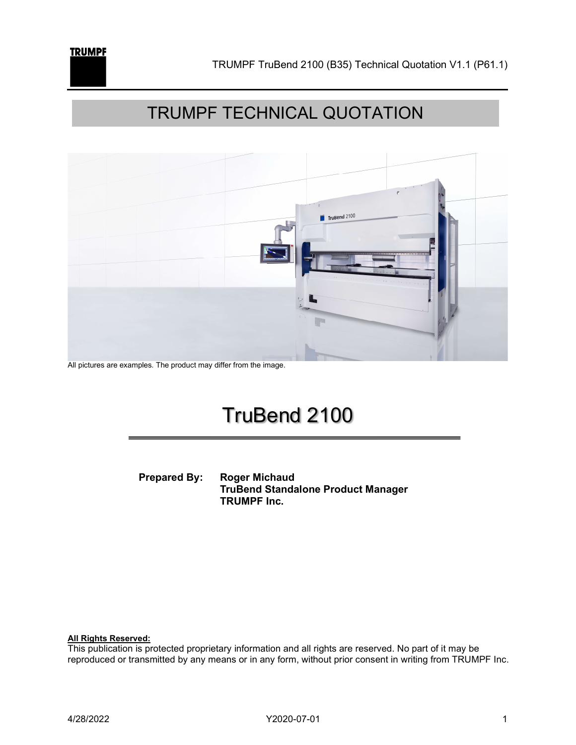# TRUMPF TECHNICAL QUOTATION

All pictures are examples. The product may differ from the image.

# TruBend 2100

**Prepared By:** **Roger Michaud**
**TruBend Standalone Product Manager**
**TRUMPF Inc.**

**All Rights Reserved:**
This publication is protected proprietary information and all rights are reserved. No part of it may be reproduced or transmitted by any means or in any form, without prior consent in writing from TRUMPF Inc.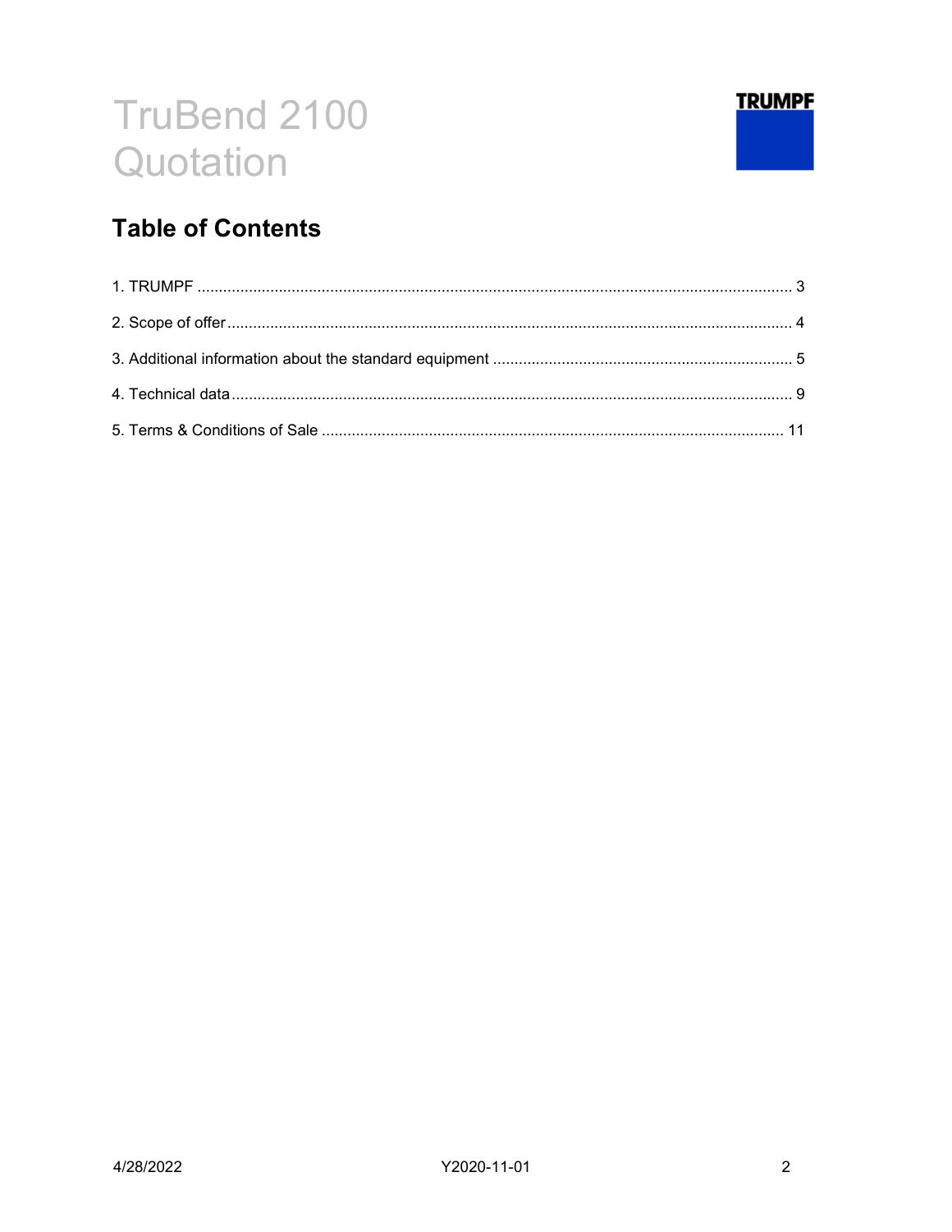# TruBend 2100 Quotation

TRUMPF

## Table of Contents

1. TRUMPF ........................................................................................................................................ 3
2. Scope of offer ................................................................................................................................. 4
3. Additional information about the standard equipment ...................................................................... 5
4. Technical data ................................................................................................................................. 9
5. Terms & Conditions of Sale ........................................................................................................... 11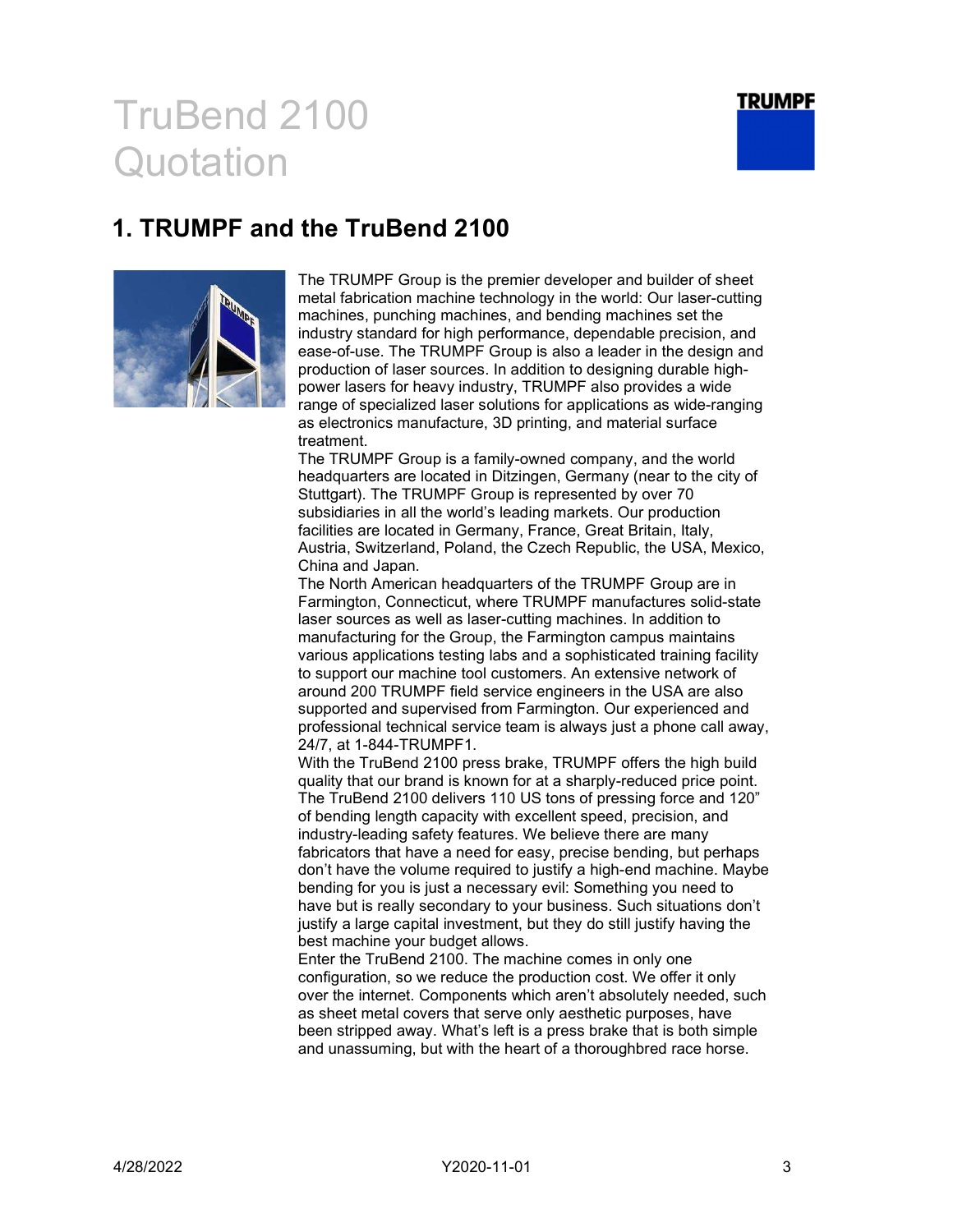# TruBend 2100 Quotation

## 1. TRUMPF and the TruBend 2100

The TRUMPF Group is the premier developer and builder of sheet metal fabrication machine technology in the world: Our laser-cutting machines, punching machines, and bending machines set the industry standard for high performance, dependable precision, and ease-of-use. The TRUMPF Group is also a leader in the design and production of laser sources. In addition to designing durable high-power lasers for heavy industry, TRUMPF also provides a wide range of specialized laser solutions for applications as wide-ranging as electronics manufacture, 3D printing, and material surface treatment.

The TRUMPF Group is a family-owned company, and the world headquarters are located in Ditzingen, Germany (near to the city of Stuttgart). The TRUMPF Group is represented by over 70 subsidiaries in all the world's leading markets. Our production facilities are located in Germany, France, Great Britain, Italy, Austria, Switzerland, Poland, the Czech Republic, the USA, Mexico, China and Japan.

The North American headquarters of the TRUMPF Group are in Farmington, Connecticut, where TRUMPF manufactures solid-state laser sources as well as laser-cutting machines. In addition to manufacturing for the Group, the Farmington campus maintains various applications testing labs and a sophisticated training facility to support our machine tool customers. An extensive network of around 200 TRUMPF field service engineers in the USA are also supported and supervised from Farmington. Our experienced and professional technical service team is always just a phone call away, 24/7, at 1-844-TRUMPF1.

With the TruBend 2100 press brake, TRUMPF offers the high build quality that our brand is known for at a sharply-reduced price point. The TruBend 2100 delivers 110 US tons of pressing force and 120" of bending length capacity with excellent speed, precision, and industry-leading safety features. We believe there are many fabricators that have a need for easy, precise bending, but perhaps don't have the volume required to justify a high-end machine. Maybe bending for you is just a necessary evil: Something you need to have but is really secondary to your business. Such situations don't justify a large capital investment, but they do still justify having the best machine your budget allows.

Enter the TruBend 2100. The machine comes in only one configuration, so we reduce the production cost. We offer it only over the internet. Components which aren't absolutely needed, such as sheet metal covers that serve only aesthetic purposes, have been stripped away. What's left is a press brake that is both simple and unassuming, but with the heart of a thoroughbred race horse.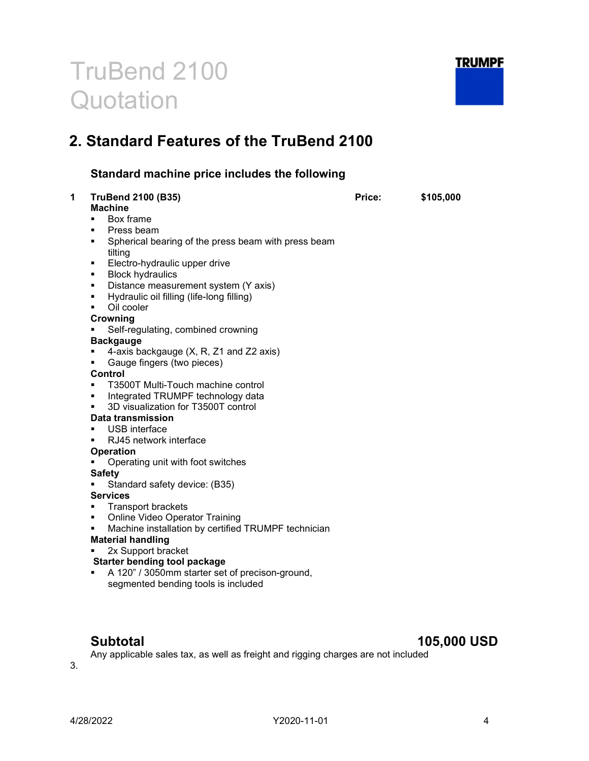# TruBend 2100 Quotation

## 2. Standard Features of the TruBend 2100

### Standard machine price includes the following

**1 TruBend 2100 (B35)** **Price: $105,000**

**Machine**

- Box frame
- Press beam
- Spherical bearing of the press beam with press beam tilting
- Electro-hydraulic upper drive
- Block hydraulics
- Distance measurement system (Y axis)
- Hydraulic oil filling (life-long filling)
- Oil cooler

**Crowning**

- Self-regulating, combined crowning

**Backgauge**

- 4-axis backgauge (X, R, Z1 and Z2 axis)
- Gauge fingers (two pieces)

**Control**

- T3500T Multi-Touch machine control
- Integrated TRUMPF technology data
- 3D visualization for T3500T control

**Data transmission**

- USB interface
- RJ45 network interface

**Operation**

- Operating unit with foot switches

**Safety**

- Standard safety device: (B35)

**Services**

- Transport brackets
- Online Video Operator Training
- Machine installation by certified TRUMPF technician

**Material handling**

- 2x Support bracket

**Starter bending tool package**

- A 120" / 3050mm starter set of precison-ground, segmented bending tools is included

## Subtotal 105,000 USD

Any applicable sales tax, as well as freight and rigging charges are not included

3.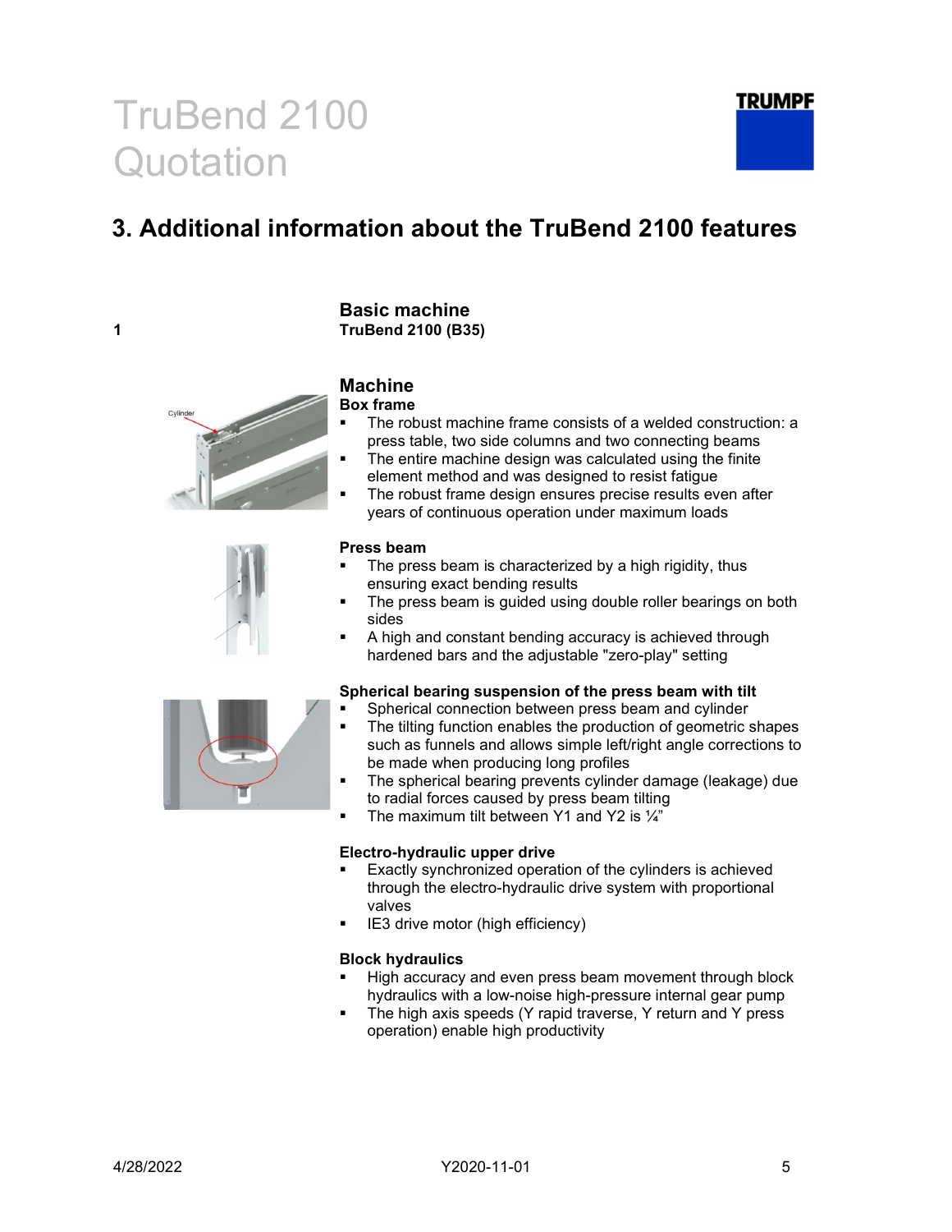# TruBend 2100 Quotation

## 3. Additional information about the TruBend 2100 features

### Basic machine

1 **TruBend 2100 (B35)**

### Machine

**Box frame**

- The robust machine frame consists of a welded construction: a press table, two side columns and two connecting beams
- The entire machine design was calculated using the finite element method and was designed to resist fatigue
- The robust frame design ensures precise results even after years of continuous operation under maximum loads

**Press beam**

- The press beam is characterized by a high rigidity, thus ensuring exact bending results
- The press beam is guided using double roller bearings on both sides
- A high and constant bending accuracy is achieved through hardened bars and the adjustable "zero-play" setting

**Spherical bearing suspension of the press beam with tilt**

- Spherical connection between press beam and cylinder
- The tilting function enables the production of geometric shapes such as funnels and allows simple left/right angle corrections to be made when producing long profiles
- The spherical bearing prevents cylinder damage (leakage) due to radial forces caused by press beam tilting
- The maximum tilt between Y1 and Y2 is ¼"

**Electro-hydraulic upper drive**

- Exactly synchronized operation of the cylinders is achieved through the electro-hydraulic drive system with proportional valves
- IE3 drive motor (high efficiency)

**Block hydraulics**

- High accuracy and even press beam movement through block hydraulics with a low-noise high-pressure internal gear pump
- The high axis speeds (Y rapid traverse, Y return and Y press operation) enable high productivity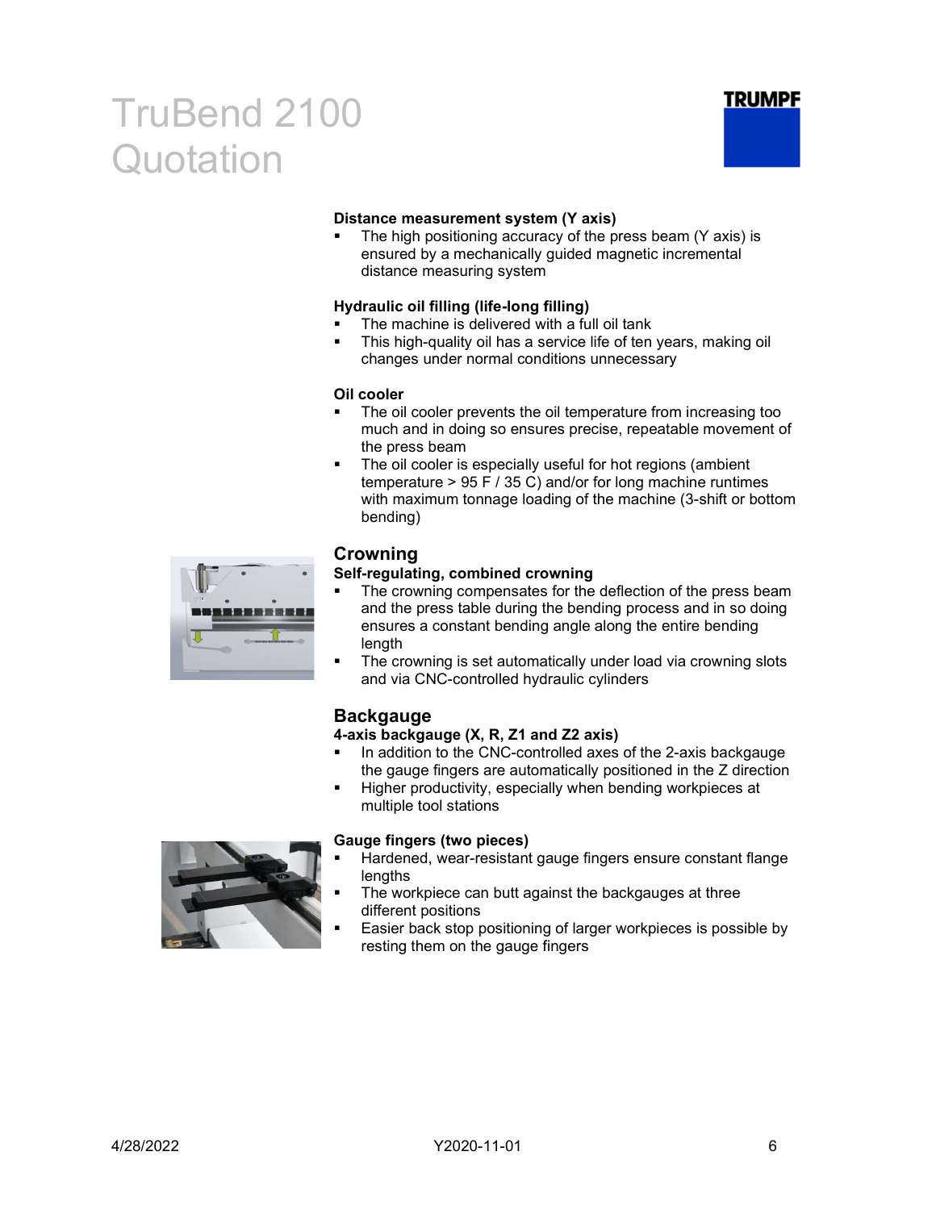# TruBend 2100 Quotation

**Distance measurement system (Y axis)**

- The high positioning accuracy of the press beam (Y axis) is ensured by a mechanically guided magnetic incremental distance measuring system

**Hydraulic oil filling (life-long filling)**

- The machine is delivered with a full oil tank
- This high-quality oil has a service life of ten years, making oil changes under normal conditions unnecessary

**Oil cooler**

- The oil cooler prevents the oil temperature from increasing too much and in doing so ensures precise, repeatable movement of the press beam
- The oil cooler is especially useful for hot regions (ambient temperature > 95 F / 35 C) and/or for long machine runtimes with maximum tonnage loading of the machine (3-shift or bottom bending)

## Crowning

**Self-regulating, combined crowning**

- The crowning compensates for the deflection of the press beam and the press table during the bending process and in so doing ensures a constant bending angle along the entire bending length
- The crowning is set automatically under load via crowning slots and via CNC-controlled hydraulic cylinders

## Backgauge

**4-axis backgauge (X, R, Z1 and Z2 axis)**

- In addition to the CNC-controlled axes of the 2-axis backgauge the gauge fingers are automatically positioned in the Z direction
- Higher productivity, especially when bending workpieces at multiple tool stations

**Gauge fingers (two pieces)**

- Hardened, wear-resistant gauge fingers ensure constant flange lengths
- The workpiece can butt against the backgauges at three different positions
- Easier back stop positioning of larger workpieces is possible by resting them on the gauge fingers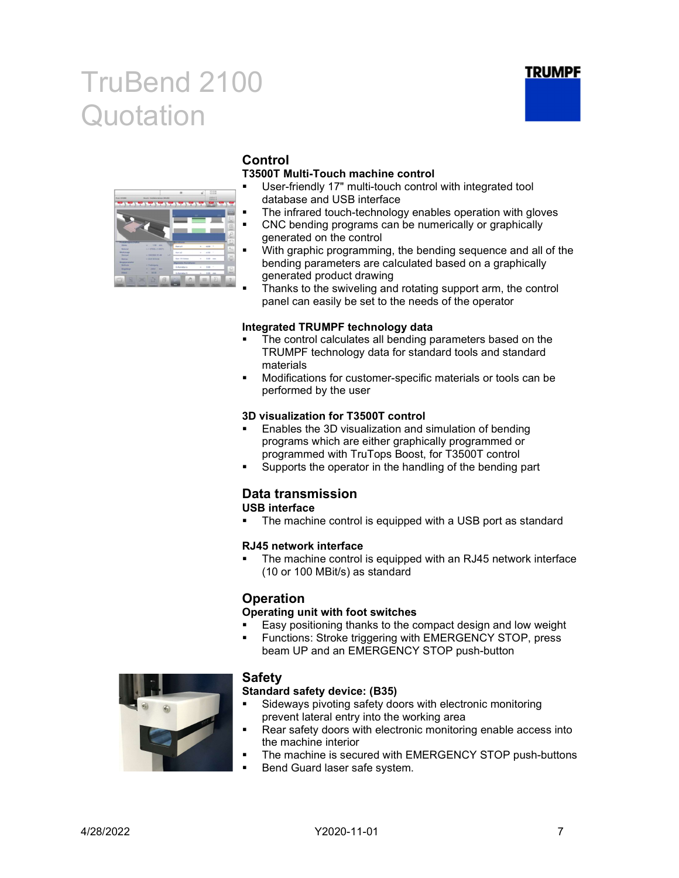# TruBend 2100 Quotation

## Control

### T3500T Multi-Touch machine control

- User-friendly 17" multi-touch control with integrated tool database and USB interface
- The infrared touch-technology enables operation with gloves
- CNC bending programs can be numerically or graphically generated on the control
- With graphic programming, the bending sequence and all of the bending parameters are calculated based on a graphically generated product drawing
- Thanks to the swiveling and rotating support arm, the control panel can easily be set to the needs of the operator

### Integrated TRUMPF technology data

- The control calculates all bending parameters based on the TRUMPF technology data for standard tools and standard materials
- Modifications for customer-specific materials or tools can be performed by the user

### 3D visualization for T3500T control

- Enables the 3D visualization and simulation of bending programs which are either graphically programmed or programmed with TruTops Boost, for T3500T control
- Supports the operator in the handling of the bending part

## Data transmission

### USB interface

- The machine control is equipped with a USB port as standard

### RJ45 network interface

- The machine control is equipped with an RJ45 network interface (10 or 100 MBit/s) as standard

## Operation

### Operating unit with foot switches

- Easy positioning thanks to the compact design and low weight
- Functions: Stroke triggering with EMERGENCY STOP, press beam UP and an EMERGENCY STOP push-button

## Safety

### Standard safety device: (B35)

- Sideways pivoting safety doors with electronic monitoring prevent lateral entry into the working area
- Rear safety doors with electronic monitoring enable access into the machine interior
- The machine is secured with EMERGENCY STOP push-buttons
- Bend Guard laser safe system.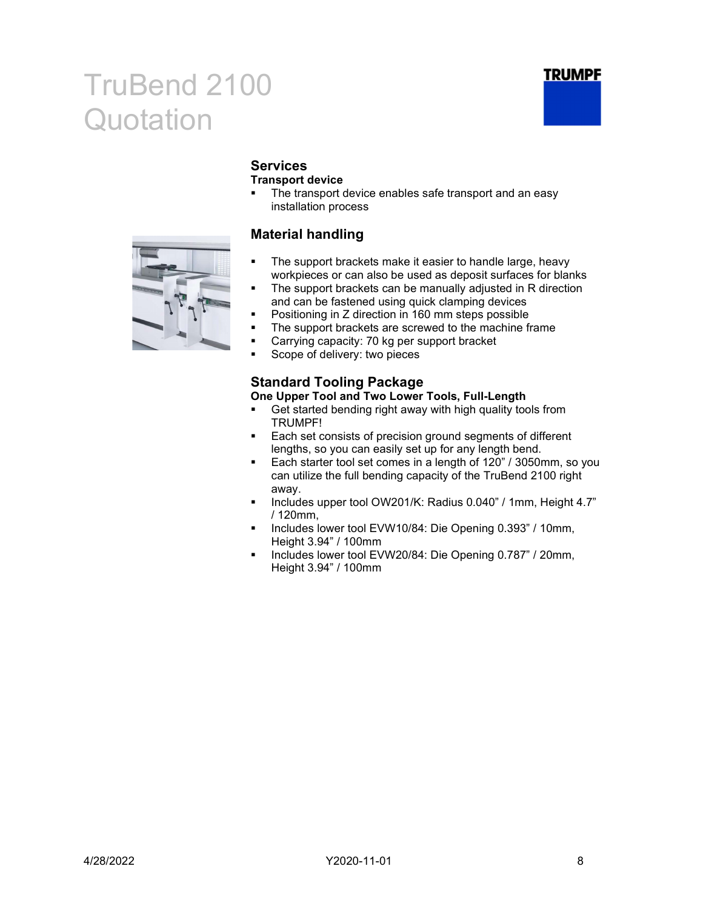# TruBend 2100 Quotation

## Services

**Transport device**

- The transport device enables safe transport and an easy installation process

## Material handling

- The support brackets make it easier to handle large, heavy workpieces or can also be used as deposit surfaces for blanks
- The support brackets can be manually adjusted in R direction and can be fastened using quick clamping devices
- Positioning in Z direction in 160 mm steps possible
- The support brackets are screwed to the machine frame
- Carrying capacity: 70 kg per support bracket
- Scope of delivery: two pieces

## Standard Tooling Package

**One Upper Tool and Two Lower Tools, Full-Length**

- Get started bending right away with high quality tools from TRUMPF!
- Each set consists of precision ground segments of different lengths, so you can easily set up for any length bend.
- Each starter tool set comes in a length of 120" / 3050mm, so you can utilize the full bending capacity of the TruBend 2100 right away.
- Includes upper tool OW201/K: Radius 0.040" / 1mm, Height 4.7" / 120mm,
- Includes lower tool EVW10/84: Die Opening 0.393" / 10mm, Height 3.94" / 100mm
- Includes lower tool EVW20/84: Die Opening 0.787" / 20mm, Height 3.94" / 100mm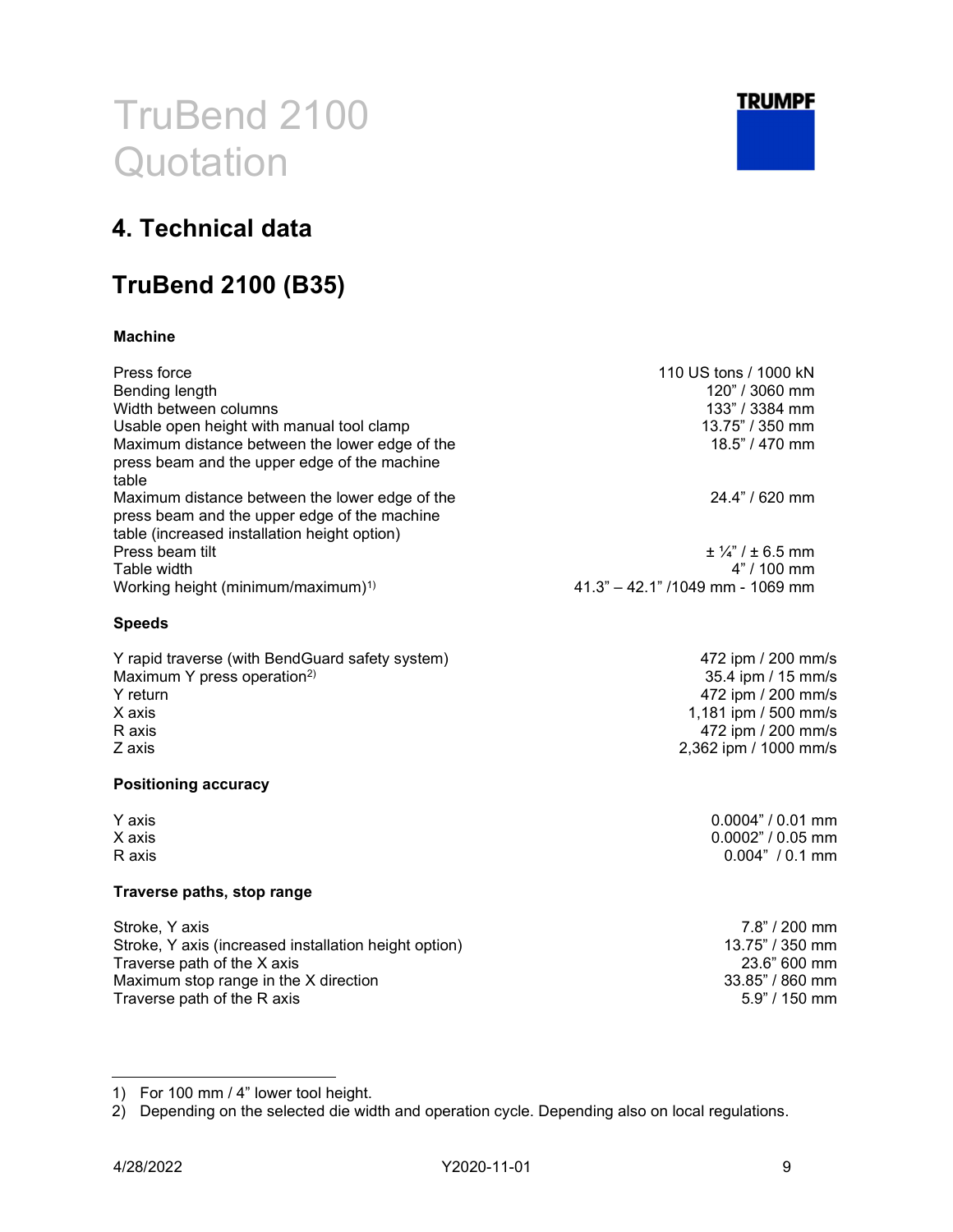# TruBend 2100 Quotation

## 4. Technical data

## TruBend 2100 (B35)

**Machine**

| | |
|---|---|
| Press force | 110 US tons / 1000 kN |
| Bending length | 120" / 3060 mm |
| Width between columns | 133" / 3384 mm |
| Usable open height with manual tool clamp | 13.75" / 350 mm |
| Maximum distance between the lower edge of the press beam and the upper edge of the machine table | 18.5" / 470 mm |
| Maximum distance between the lower edge of the press beam and the upper edge of the machine table (increased installation height option) | 24.4" / 620 mm |
| Press beam tilt | ± ¼" / ± 6.5 mm |
| Table width | 4" / 100 mm |
| Working height (minimum/maximum)[1] | 41.3" – 42.1" /1049 mm - 1069 mm |

**Speeds**

| | |
|---|---|
| Y rapid traverse (with BendGuard safety system) | 472 ipm / 200 mm/s |
| Maximum Y press operation[2] | 35.4 ipm / 15 mm/s |
| Y return | 472 ipm / 200 mm/s |
| X axis | 1,181 ipm / 500 mm/s |
| R axis | 472 ipm / 200 mm/s |
| Z axis | 2,362 ipm / 1000 mm/s |

**Positioning accuracy**

| | |
|---|---|
| Y axis | 0.0004" / 0.01 mm |
| X axis | 0.0002" / 0.05 mm |
| R axis | 0.004" / 0.1 mm |

**Traverse paths, stop range**

| | |
|---|---|
| Stroke, Y axis | 7.8" / 200 mm |
| Stroke, Y axis (increased installation height option) | 13.75" / 350 mm |
| Traverse path of the X axis | 23.6" 600 mm |
| Maximum stop range in the X direction | 33.85" / 860 mm |
| Traverse path of the R axis | 5.9" / 150 mm |

---

1) For 100 mm / 4" lower tool height.
2) Depending on the selected die width and operation cycle. Depending also on local regulations.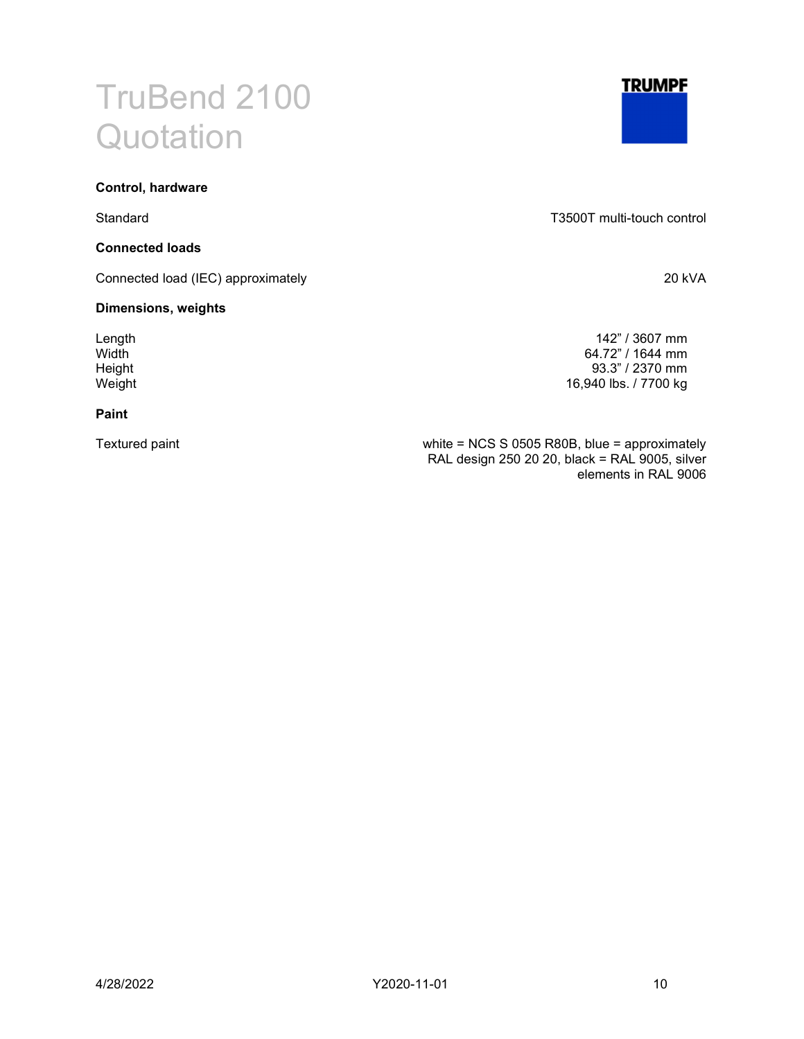# TruBend 2100 Quotation

**Control, hardware**

| | |
|---|---|
| Standard | T3500T multi-touch control |

**Connected loads**

| | |
|---|---|
| Connected load (IEC) approximately | 20 kVA |

**Dimensions, weights**

| | |
|---|---|
| Length | 142" / 3607 mm |
| Width | 64.72" / 1644 mm |
| Height | 93.3" / 2370 mm |
| Weight | 16,940 lbs. / 7700 kg |

**Paint**

| | |
|---|---|
| Textured paint | white = NCS S 0505 R80B, blue = approximately RAL design 250 20 20, black = RAL 9005, silver elements in RAL 9006 |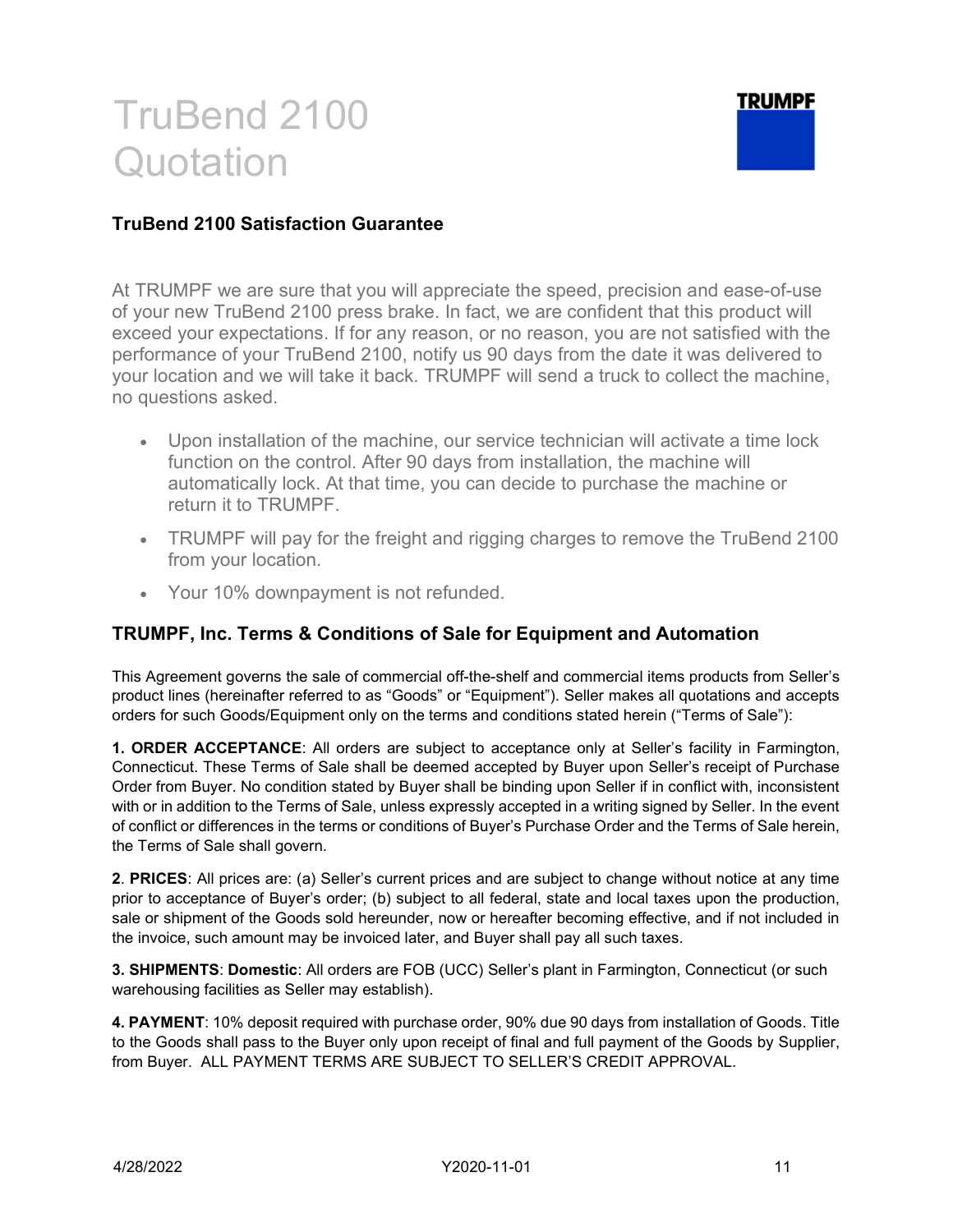# TruBend 2100 Quotation

TRUMPF

### TruBend 2100 Satisfaction Guarantee

At TRUMPF we are sure that you will appreciate the speed, precision and ease-of-use of your new TruBend 2100 press brake. In fact, we are confident that this product will exceed your expectations. If for any reason, or no reason, you are not satisfied with the performance of your TruBend 2100, notify us 90 days from the date it was delivered to your location and we will take it back. TRUMPF will send a truck to collect the machine, no questions asked.

- Upon installation of the machine, our service technician will activate a time lock function on the control. After 90 days from installation, the machine will automatically lock. At that time, you can decide to purchase the machine or return it to TRUMPF.
- TRUMPF will pay for the freight and rigging charges to remove the TruBend 2100 from your location.
- Your 10% downpayment is not refunded.

### TRUMPF, Inc. Terms & Conditions of Sale for Equipment and Automation

This Agreement governs the sale of commercial off-the-shelf and commercial items products from Seller's product lines (hereinafter referred to as "Goods" or "Equipment"). Seller makes all quotations and accepts orders for such Goods/Equipment only on the terms and conditions stated herein ("Terms of Sale"):

**1. ORDER ACCEPTANCE**: All orders are subject to acceptance only at Seller's facility in Farmington, Connecticut. These Terms of Sale shall be deemed accepted by Buyer upon Seller's receipt of Purchase Order from Buyer. No condition stated by Buyer shall be binding upon Seller if in conflict with, inconsistent with or in addition to the Terms of Sale, unless expressly accepted in a writing signed by Seller. In the event of conflict or differences in the terms or conditions of Buyer's Purchase Order and the Terms of Sale herein, the Terms of Sale shall govern.

**2**. **PRICES**: All prices are: (a) Seller's current prices and are subject to change without notice at any time prior to acceptance of Buyer's order; (b) subject to all federal, state and local taxes upon the production, sale or shipment of the Goods sold hereunder, now or hereafter becoming effective, and if not included in the invoice, such amount may be invoiced later, and Buyer shall pay all such taxes.

**3. SHIPMENTS**: **Domestic**: All orders are FOB (UCC) Seller's plant in Farmington, Connecticut (or such warehousing facilities as Seller may establish).

**4. PAYMENT**: 10% deposit required with purchase order, 90% due 90 days from installation of Goods. Title to the Goods shall pass to the Buyer only upon receipt of final and full payment of the Goods by Supplier, from Buyer. ALL PAYMENT TERMS ARE SUBJECT TO SELLER'S CREDIT APPROVAL.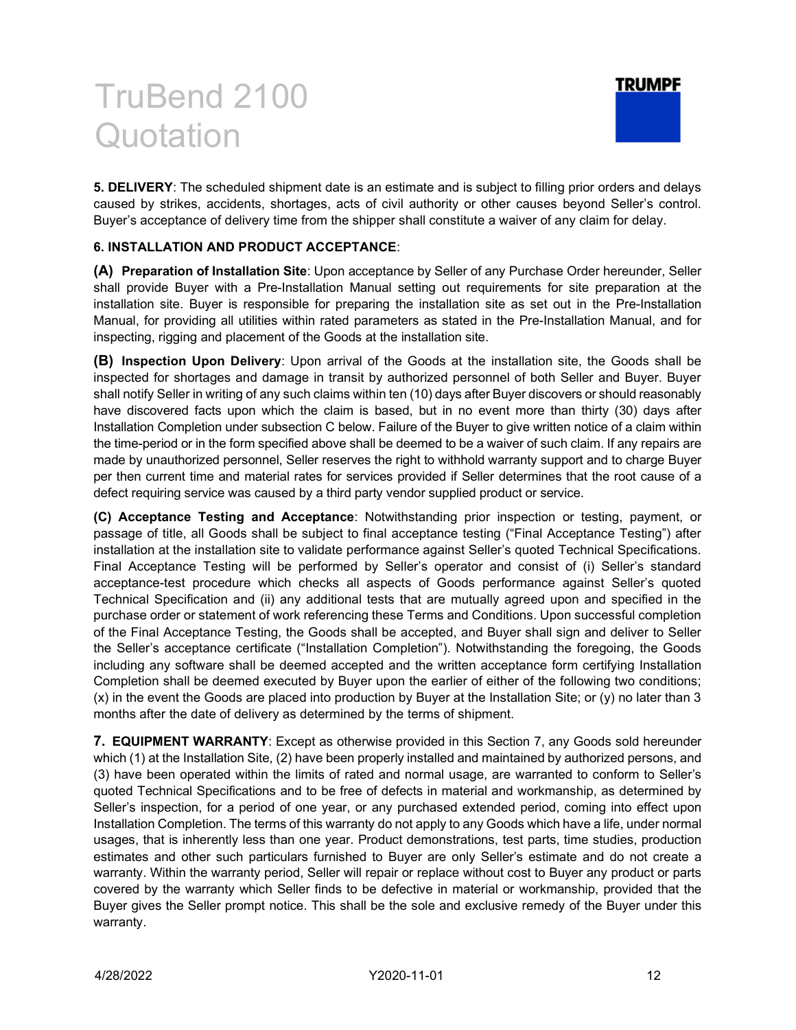**5. DELIVERY**: The scheduled shipment date is an estimate and is subject to filling prior orders and delays caused by strikes, accidents, shortages, acts of civil authority or other causes beyond Seller's control. Buyer's acceptance of delivery time from the shipper shall constitute a waiver of any claim for delay.

**6. INSTALLATION AND PRODUCT ACCEPTANCE**:

**(A) Preparation of Installation Site**: Upon acceptance by Seller of any Purchase Order hereunder, Seller shall provide Buyer with a Pre-Installation Manual setting out requirements for site preparation at the installation site. Buyer is responsible for preparing the installation site as set out in the Pre-Installation Manual, for providing all utilities within rated parameters as stated in the Pre-Installation Manual, and for inspecting, rigging and placement of the Goods at the installation site.

**(B) Inspection Upon Delivery**: Upon arrival of the Goods at the installation site, the Goods shall be inspected for shortages and damage in transit by authorized personnel of both Seller and Buyer. Buyer shall notify Seller in writing of any such claims within ten (10) days after Buyer discovers or should reasonably have discovered facts upon which the claim is based, but in no event more than thirty (30) days after Installation Completion under subsection C below. Failure of the Buyer to give written notice of a claim within the time-period or in the form specified above shall be deemed to be a waiver of such claim. If any repairs are made by unauthorized personnel, Seller reserves the right to withhold warranty support and to charge Buyer per then current time and material rates for services provided if Seller determines that the root cause of a defect requiring service was caused by a third party vendor supplied product or service.

**(C) Acceptance Testing and Acceptance**: Notwithstanding prior inspection or testing, payment, or passage of title, all Goods shall be subject to final acceptance testing ("Final Acceptance Testing") after installation at the installation site to validate performance against Seller's quoted Technical Specifications. Final Acceptance Testing will be performed by Seller's operator and consist of (i) Seller's standard acceptance-test procedure which checks all aspects of Goods performance against Seller's quoted Technical Specification and (ii) any additional tests that are mutually agreed upon and specified in the purchase order or statement of work referencing these Terms and Conditions. Upon successful completion of the Final Acceptance Testing, the Goods shall be accepted, and Buyer shall sign and deliver to Seller the Seller's acceptance certificate ("Installation Completion"). Notwithstanding the foregoing, the Goods including any software shall be deemed accepted and the written acceptance form certifying Installation Completion shall be deemed executed by Buyer upon the earlier of either of the following two conditions; (x) in the event the Goods are placed into production by Buyer at the Installation Site; or (y) no later than 3 months after the date of delivery as determined by the terms of shipment.

**7. EQUIPMENT WARRANTY**: Except as otherwise provided in this Section 7, any Goods sold hereunder which (1) at the Installation Site, (2) have been properly installed and maintained by authorized persons, and (3) have been operated within the limits of rated and normal usage, are warranted to conform to Seller's quoted Technical Specifications and to be free of defects in material and workmanship, as determined by Seller's inspection, for a period of one year, or any purchased extended period, coming into effect upon Installation Completion. The terms of this warranty do not apply to any Goods which have a life, under normal usages, that is inherently less than one year. Product demonstrations, test parts, time studies, production estimates and other such particulars furnished to Buyer are only Seller's estimate and do not create a warranty. Within the warranty period, Seller will repair or replace without cost to Buyer any product or parts covered by the warranty which Seller finds to be defective in material or workmanship, provided that the Buyer gives the Seller prompt notice. This shall be the sole and exclusive remedy of the Buyer under this warranty.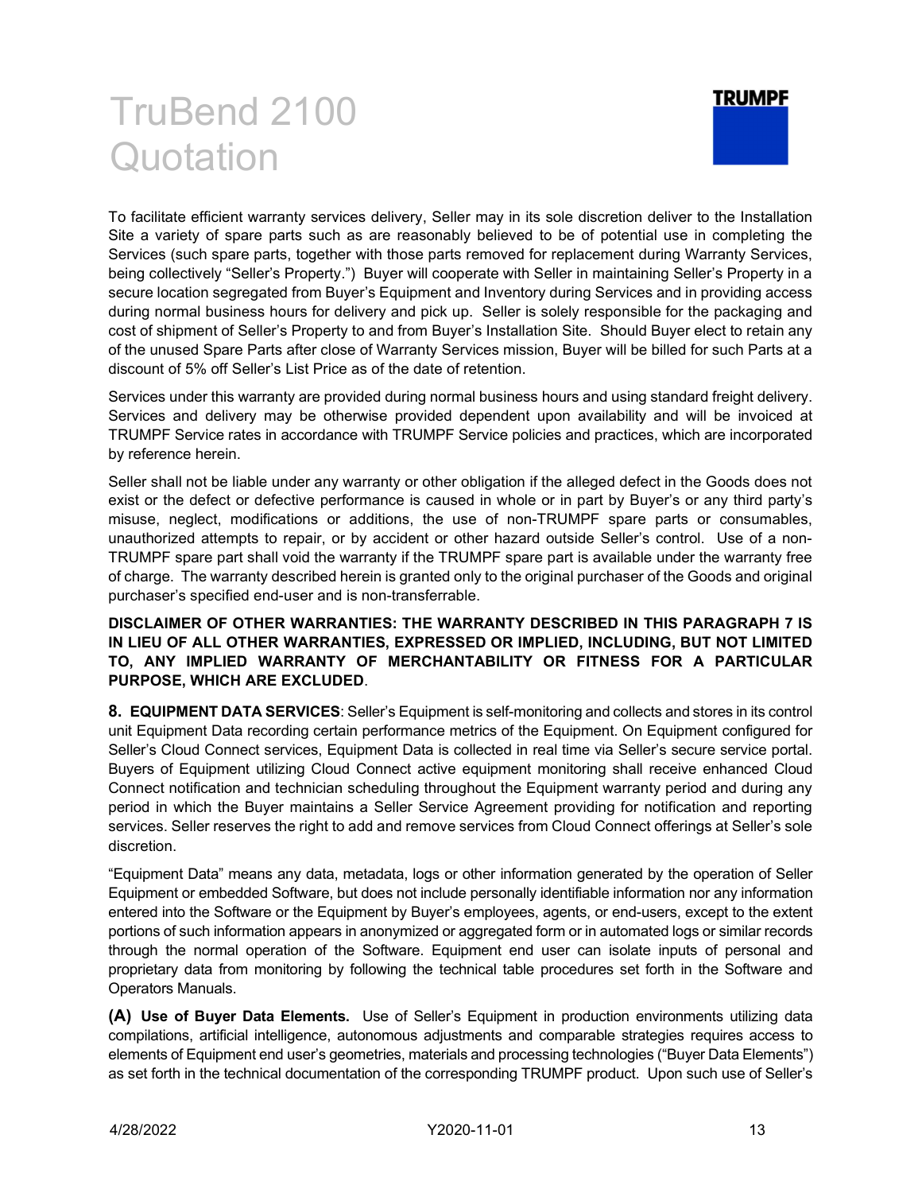To facilitate efficient warranty services delivery, Seller may in its sole discretion deliver to the Installation Site a variety of spare parts such as are reasonably believed to be of potential use in completing the Services (such spare parts, together with those parts removed for replacement during Warranty Services, being collectively "Seller's Property.") Buyer will cooperate with Seller in maintaining Seller's Property in a secure location segregated from Buyer's Equipment and Inventory during Services and in providing access during normal business hours for delivery and pick up. Seller is solely responsible for the packaging and cost of shipment of Seller's Property to and from Buyer's Installation Site. Should Buyer elect to retain any of the unused Spare Parts after close of Warranty Services mission, Buyer will be billed for such Parts at a discount of 5% off Seller's List Price as of the date of retention.

Services under this warranty are provided during normal business hours and using standard freight delivery. Services and delivery may be otherwise provided dependent upon availability and will be invoiced at TRUMPF Service rates in accordance with TRUMPF Service policies and practices, which are incorporated by reference herein.

Seller shall not be liable under any warranty or other obligation if the alleged defect in the Goods does not exist or the defect or defective performance is caused in whole or in part by Buyer's or any third party's misuse, neglect, modifications or additions, the use of non-TRUMPF spare parts or consumables, unauthorized attempts to repair, or by accident or other hazard outside Seller's control. Use of a non-TRUMPF spare part shall void the warranty if the TRUMPF spare part is available under the warranty free of charge. The warranty described herein is granted only to the original purchaser of the Goods and original purchaser's specified end-user and is non-transferrable.

**DISCLAIMER OF OTHER WARRANTIES: THE WARRANTY DESCRIBED IN THIS PARAGRAPH 7 IS IN LIEU OF ALL OTHER WARRANTIES, EXPRESSED OR IMPLIED, INCLUDING, BUT NOT LIMITED TO, ANY IMPLIED WARRANTY OF MERCHANTABILITY OR FITNESS FOR A PARTICULAR PURPOSE, WHICH ARE EXCLUDED**.

**8. EQUIPMENT DATA SERVICES**: Seller's Equipment is self-monitoring and collects and stores in its control unit Equipment Data recording certain performance metrics of the Equipment. On Equipment configured for Seller's Cloud Connect services, Equipment Data is collected in real time via Seller's secure service portal. Buyers of Equipment utilizing Cloud Connect active equipment monitoring shall receive enhanced Cloud Connect notification and technician scheduling throughout the Equipment warranty period and during any period in which the Buyer maintains a Seller Service Agreement providing for notification and reporting services. Seller reserves the right to add and remove services from Cloud Connect offerings at Seller's sole discretion.

"Equipment Data" means any data, metadata, logs or other information generated by the operation of Seller Equipment or embedded Software, but does not include personally identifiable information nor any information entered into the Software or the Equipment by Buyer's employees, agents, or end-users, except to the extent portions of such information appears in anonymized or aggregated form or in automated logs or similar records through the normal operation of the Software. Equipment end user can isolate inputs of personal and proprietary data from monitoring by following the technical table procedures set forth in the Software and Operators Manuals.

**(A) Use of Buyer Data Elements.** Use of Seller's Equipment in production environments utilizing data compilations, artificial intelligence, autonomous adjustments and comparable strategies requires access to elements of Equipment end user's geometries, materials and processing technologies ("Buyer Data Elements") as set forth in the technical documentation of the corresponding TRUMPF product. Upon such use of Seller's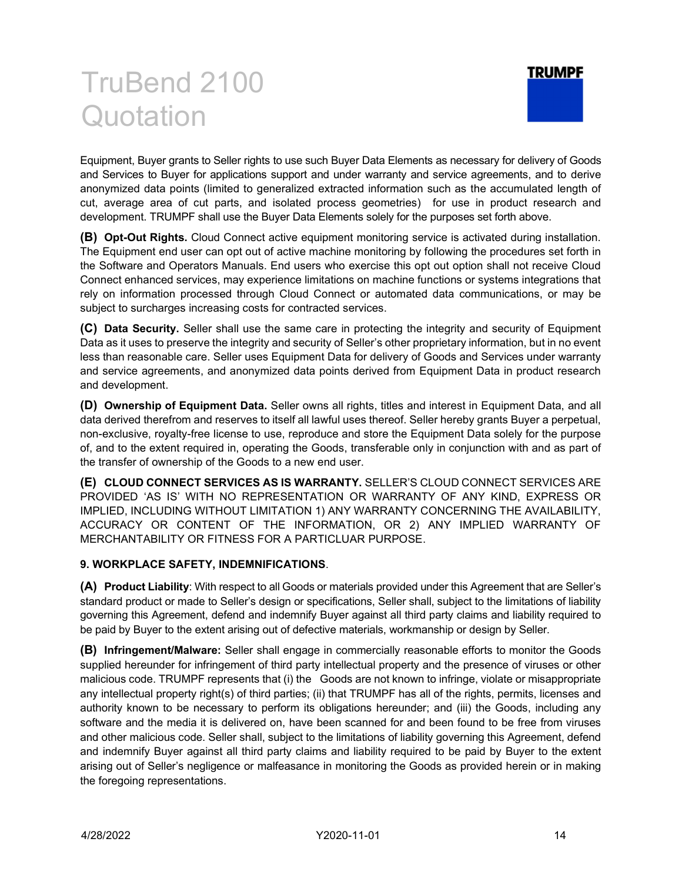Equipment, Buyer grants to Seller rights to use such Buyer Data Elements as necessary for delivery of Goods and Services to Buyer for applications support and under warranty and service agreements, and to derive anonymized data points (limited to generalized extracted information such as the accumulated length of cut, average area of cut parts, and isolated process geometries) for use in product research and development. TRUMPF shall use the Buyer Data Elements solely for the purposes set forth above.

**(B) Opt-Out Rights.** Cloud Connect active equipment monitoring service is activated during installation. The Equipment end user can opt out of active machine monitoring by following the procedures set forth in the Software and Operators Manuals. End users who exercise this opt out option shall not receive Cloud Connect enhanced services, may experience limitations on machine functions or systems integrations that rely on information processed through Cloud Connect or automated data communications, or may be subject to surcharges increasing costs for contracted services.

**(C) Data Security.** Seller shall use the same care in protecting the integrity and security of Equipment Data as it uses to preserve the integrity and security of Seller's other proprietary information, but in no event less than reasonable care. Seller uses Equipment Data for delivery of Goods and Services under warranty and service agreements, and anonymized data points derived from Equipment Data in product research and development.

**(D) Ownership of Equipment Data.** Seller owns all rights, titles and interest in Equipment Data, and all data derived therefrom and reserves to itself all lawful uses thereof. Seller hereby grants Buyer a perpetual, non-exclusive, royalty-free license to use, reproduce and store the Equipment Data solely for the purpose of, and to the extent required in, operating the Goods, transferable only in conjunction with and as part of the transfer of ownership of the Goods to a new end user.

**(E) CLOUD CONNECT SERVICES AS IS WARRANTY.** SELLER'S CLOUD CONNECT SERVICES ARE PROVIDED 'AS IS' WITH NO REPRESENTATION OR WARRANTY OF ANY KIND, EXPRESS OR IMPLIED, INCLUDING WITHOUT LIMITATION 1) ANY WARRANTY CONCERNING THE AVAILABILITY, ACCURACY OR CONTENT OF THE INFORMATION, OR 2) ANY IMPLIED WARRANTY OF MERCHANTABILITY OR FITNESS FOR A PARTICLUAR PURPOSE.

**9. WORKPLACE SAFETY, INDEMNIFICATIONS**.

**(A) Product Liability**: With respect to all Goods or materials provided under this Agreement that are Seller's standard product or made to Seller's design or specifications, Seller shall, subject to the limitations of liability governing this Agreement, defend and indemnify Buyer against all third party claims and liability required to be paid by Buyer to the extent arising out of defective materials, workmanship or design by Seller.

**(B) Infringement/Malware:** Seller shall engage in commercially reasonable efforts to monitor the Goods supplied hereunder for infringement of third party intellectual property and the presence of viruses or other malicious code. TRUMPF represents that (i) the Goods are not known to infringe, violate or misappropriate any intellectual property right(s) of third parties; (ii) that TRUMPF has all of the rights, permits, licenses and authority known to be necessary to perform its obligations hereunder; and (iii) the Goods, including any software and the media it is delivered on, have been scanned for and been found to be free from viruses and other malicious code. Seller shall, subject to the limitations of liability governing this Agreement, defend and indemnify Buyer against all third party claims and liability required to be paid by Buyer to the extent arising out of Seller's negligence or malfeasance in monitoring the Goods as provided herein or in making the foregoing representations.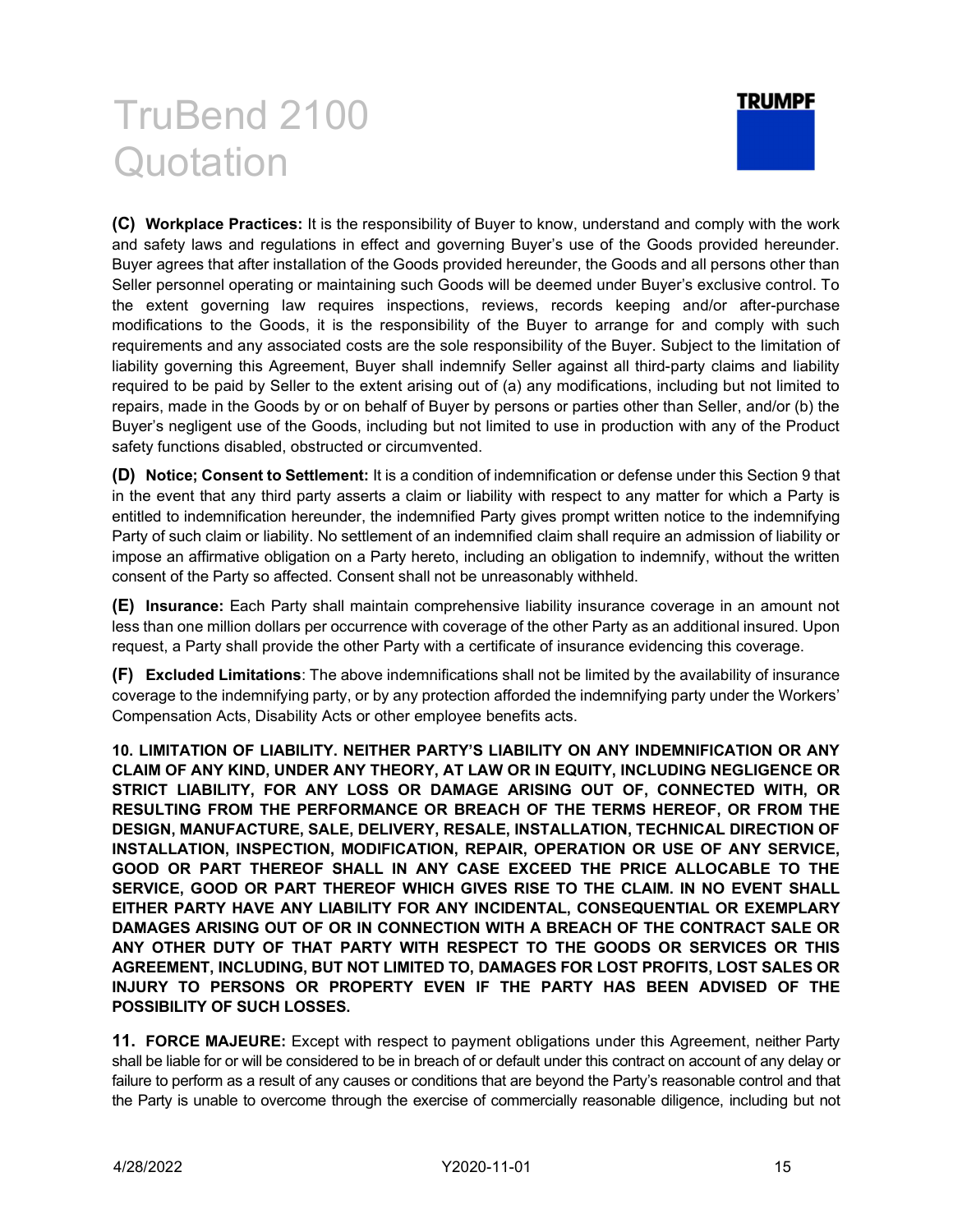**(C) Workplace Practices:** It is the responsibility of Buyer to know, understand and comply with the work and safety laws and regulations in effect and governing Buyer's use of the Goods provided hereunder. Buyer agrees that after installation of the Goods provided hereunder, the Goods and all persons other than Seller personnel operating or maintaining such Goods will be deemed under Buyer's exclusive control. To the extent governing law requires inspections, reviews, records keeping and/or after-purchase modifications to the Goods, it is the responsibility of the Buyer to arrange for and comply with such requirements and any associated costs are the sole responsibility of the Buyer. Subject to the limitation of liability governing this Agreement, Buyer shall indemnify Seller against all third-party claims and liability required to be paid by Seller to the extent arising out of (a) any modifications, including but not limited to repairs, made in the Goods by or on behalf of Buyer by persons or parties other than Seller, and/or (b) the Buyer's negligent use of the Goods, including but not limited to use in production with any of the Product safety functions disabled, obstructed or circumvented.

**(D) Notice; Consent to Settlement:** It is a condition of indemnification or defense under this Section 9 that in the event that any third party asserts a claim or liability with respect to any matter for which a Party is entitled to indemnification hereunder, the indemnified Party gives prompt written notice to the indemnifying Party of such claim or liability. No settlement of an indemnified claim shall require an admission of liability or impose an affirmative obligation on a Party hereto, including an obligation to indemnify, without the written consent of the Party so affected. Consent shall not be unreasonably withheld.

**(E) Insurance:** Each Party shall maintain comprehensive liability insurance coverage in an amount not less than one million dollars per occurrence with coverage of the other Party as an additional insured. Upon request, a Party shall provide the other Party with a certificate of insurance evidencing this coverage.

**(F) Excluded Limitations**: The above indemnifications shall not be limited by the availability of insurance coverage to the indemnifying party, or by any protection afforded the indemnifying party under the Workers' Compensation Acts, Disability Acts or other employee benefits acts.

**10. LIMITATION OF LIABILITY. NEITHER PARTY'S LIABILITY ON ANY INDEMNIFICATION OR ANY CLAIM OF ANY KIND, UNDER ANY THEORY, AT LAW OR IN EQUITY, INCLUDING NEGLIGENCE OR STRICT LIABILITY, FOR ANY LOSS OR DAMAGE ARISING OUT OF, CONNECTED WITH, OR RESULTING FROM THE PERFORMANCE OR BREACH OF THE TERMS HEREOF, OR FROM THE DESIGN, MANUFACTURE, SALE, DELIVERY, RESALE, INSTALLATION, TECHNICAL DIRECTION OF INSTALLATION, INSPECTION, MODIFICATION, REPAIR, OPERATION OR USE OF ANY SERVICE, GOOD OR PART THEREOF SHALL IN ANY CASE EXCEED THE PRICE ALLOCABLE TO THE SERVICE, GOOD OR PART THEREOF WHICH GIVES RISE TO THE CLAIM. IN NO EVENT SHALL EITHER PARTY HAVE ANY LIABILITY FOR ANY INCIDENTAL, CONSEQUENTIAL OR EXEMPLARY DAMAGES ARISING OUT OF OR IN CONNECTION WITH A BREACH OF THE CONTRACT SALE OR ANY OTHER DUTY OF THAT PARTY WITH RESPECT TO THE GOODS OR SERVICES OR THIS AGREEMENT, INCLUDING, BUT NOT LIMITED TO, DAMAGES FOR LOST PROFITS, LOST SALES OR INJURY TO PERSONS OR PROPERTY EVEN IF THE PARTY HAS BEEN ADVISED OF THE POSSIBILITY OF SUCH LOSSES.**

**11. FORCE MAJEURE:** Except with respect to payment obligations under this Agreement, neither Party shall be liable for or will be considered to be in breach of or default under this contract on account of any delay or failure to perform as a result of any causes or conditions that are beyond the Party's reasonable control and that the Party is unable to overcome through the exercise of commercially reasonable diligence, including but not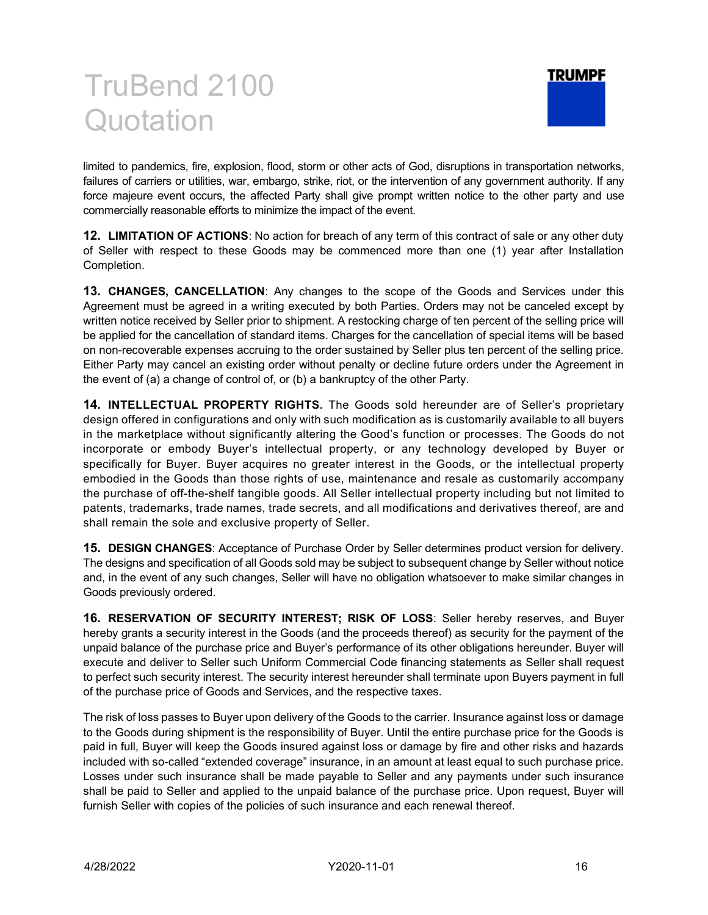limited to pandemics, fire, explosion, flood, storm or other acts of God, disruptions in transportation networks, failures of carriers or utilities, war, embargo, strike, riot, or the intervention of any government authority. If any force majeure event occurs, the affected Party shall give prompt written notice to the other party and use commercially reasonable efforts to minimize the impact of the event.

**12. LIMITATION OF ACTIONS**: No action for breach of any term of this contract of sale or any other duty of Seller with respect to these Goods may be commenced more than one (1) year after Installation Completion.

**13. CHANGES, CANCELLATION**: Any changes to the scope of the Goods and Services under this Agreement must be agreed in a writing executed by both Parties. Orders may not be canceled except by written notice received by Seller prior to shipment. A restocking charge of ten percent of the selling price will be applied for the cancellation of standard items. Charges for the cancellation of special items will be based on non-recoverable expenses accruing to the order sustained by Seller plus ten percent of the selling price. Either Party may cancel an existing order without penalty or decline future orders under the Agreement in the event of (a) a change of control of, or (b) a bankruptcy of the other Party.

**14. INTELLECTUAL PROPERTY RIGHTS.** The Goods sold hereunder are of Seller's proprietary design offered in configurations and only with such modification as is customarily available to all buyers in the marketplace without significantly altering the Good's function or processes. The Goods do not incorporate or embody Buyer's intellectual property, or any technology developed by Buyer or specifically for Buyer. Buyer acquires no greater interest in the Goods, or the intellectual property embodied in the Goods than those rights of use, maintenance and resale as customarily accompany the purchase of off-the-shelf tangible goods. All Seller intellectual property including but not limited to patents, trademarks, trade names, trade secrets, and all modifications and derivatives thereof, are and shall remain the sole and exclusive property of Seller.

**15. DESIGN CHANGES**: Acceptance of Purchase Order by Seller determines product version for delivery. The designs and specification of all Goods sold may be subject to subsequent change by Seller without notice and, in the event of any such changes, Seller will have no obligation whatsoever to make similar changes in Goods previously ordered.

**16. RESERVATION OF SECURITY INTEREST; RISK OF LOSS**: Seller hereby reserves, and Buyer hereby grants a security interest in the Goods (and the proceeds thereof) as security for the payment of the unpaid balance of the purchase price and Buyer's performance of its other obligations hereunder. Buyer will execute and deliver to Seller such Uniform Commercial Code financing statements as Seller shall request to perfect such security interest. The security interest hereunder shall terminate upon Buyers payment in full of the purchase price of Goods and Services, and the respective taxes.

The risk of loss passes to Buyer upon delivery of the Goods to the carrier. Insurance against loss or damage to the Goods during shipment is the responsibility of Buyer. Until the entire purchase price for the Goods is paid in full, Buyer will keep the Goods insured against loss or damage by fire and other risks and hazards included with so-called "extended coverage" insurance, in an amount at least equal to such purchase price. Losses under such insurance shall be made payable to Seller and any payments under such insurance shall be paid to Seller and applied to the unpaid balance of the purchase price. Upon request, Buyer will furnish Seller with copies of the policies of such insurance and each renewal thereof.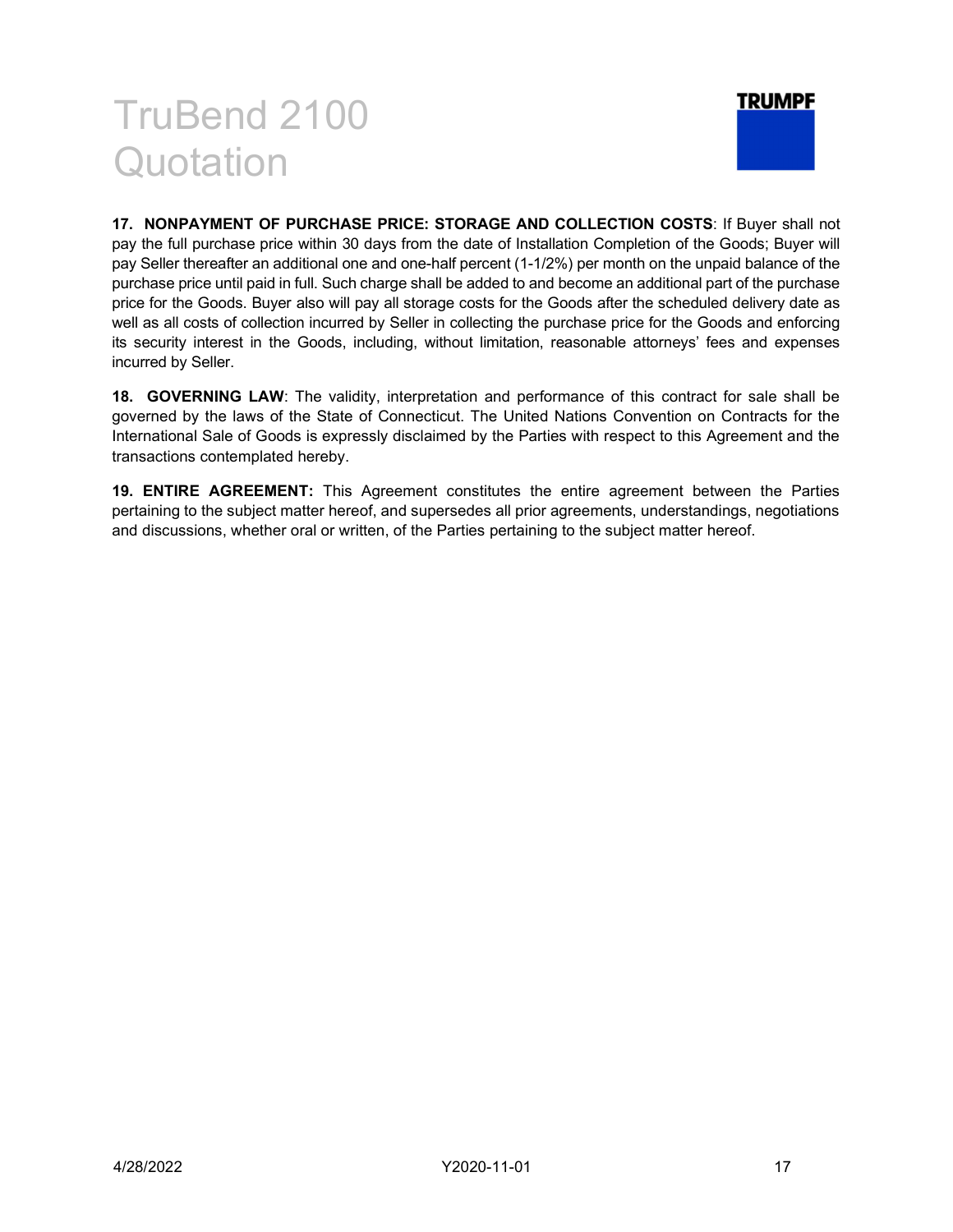**17. NONPAYMENT OF PURCHASE PRICE: STORAGE AND COLLECTION COSTS**: If Buyer shall not pay the full purchase price within 30 days from the date of Installation Completion of the Goods; Buyer will pay Seller thereafter an additional one and one-half percent (1-1/2%) per month on the unpaid balance of the purchase price until paid in full. Such charge shall be added to and become an additional part of the purchase price for the Goods. Buyer also will pay all storage costs for the Goods after the scheduled delivery date as well as all costs of collection incurred by Seller in collecting the purchase price for the Goods and enforcing its security interest in the Goods, including, without limitation, reasonable attorneys' fees and expenses incurred by Seller.

**18. GOVERNING LAW**: The validity, interpretation and performance of this contract for sale shall be governed by the laws of the State of Connecticut. The United Nations Convention on Contracts for the International Sale of Goods is expressly disclaimed by the Parties with respect to this Agreement and the transactions contemplated hereby.

**19. ENTIRE AGREEMENT:** This Agreement constitutes the entire agreement between the Parties pertaining to the subject matter hereof, and supersedes all prior agreements, understandings, negotiations and discussions, whether oral or written, of the Parties pertaining to the subject matter hereof.